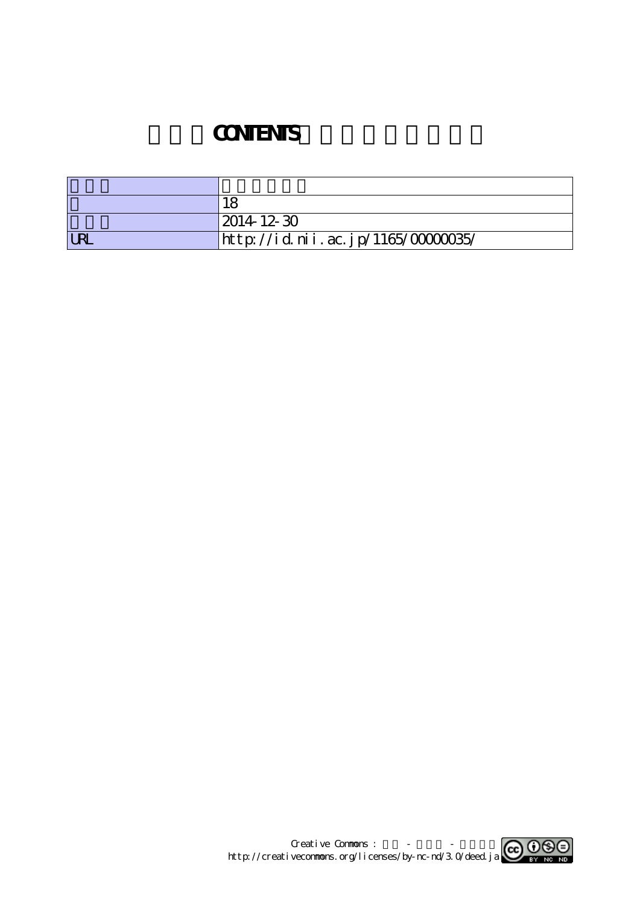# CONTENTS

| | |
|---|---|
| | |
| | 18 |
| | 2014-12-30 |
| URL | http://id.nii.ac.jp/1165/00000035/ |

Creative Commons : - -
http://creativecommons.org/licenses/by-nc-nd/3.0/deed.ja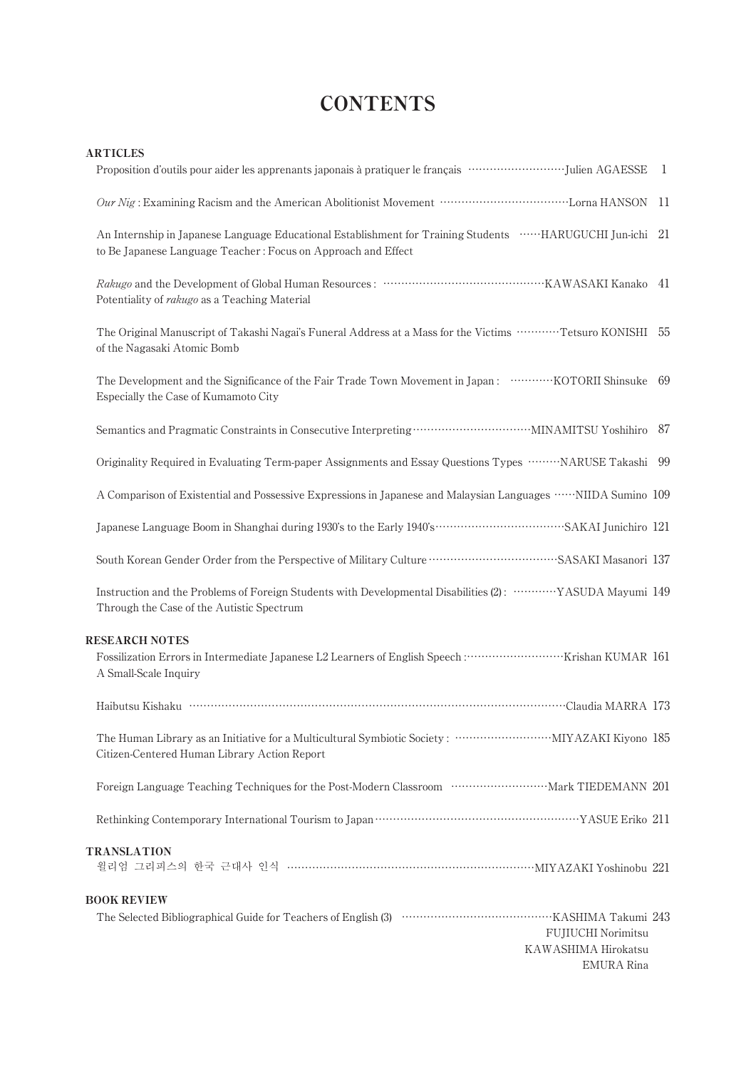# CONTENTS

## ARTICLES

Proposition d'outils pour aider les apprenants japonais à pratiquer le français ……………………… Julien AGAESSE 1

*Our Nig* : Examining Racism and the American Abolitionist Movement ……………………… Lorna HANSON 11

An Internship in Japanese Language Educational Establishment for Training Students to Be Japanese Language Teacher : Focus on Approach and Effect …… HARUGUCHI Jun-ichi 21

*Rakugo* and the Development of Global Human Resources : Potentiality of *rakugo* as a Teaching Material ……………………… KAWASAKI Kanako 41

The Original Manuscript of Takashi Nagai's Funeral Address at a Mass for the Victims of the Nagasaki Atomic Bomb ………… Tetsuro KONISHI 55

The Development and the Significance of the Fair Trade Town Movement in Japan : Especially the Case of Kumamoto City ………… KOTORII Shinsuke 69

Semantics and Pragmatic Constraints in Consecutive Interpreting ……………………… MINAMITSU Yoshihiro 87

Originality Required in Evaluating Term-paper Assignments and Essay Questions Types ……… NARUSE Takashi 99

A Comparison of Existential and Possessive Expressions in Japanese and Malaysian Languages …… NIIDA Sumino 109

Japanese Language Boom in Shanghai during 1930's to the Early 1940's ……………………… SAKAI Junichiro 121

South Korean Gender Order from the Perspective of Military Culture ……………………… SASAKI Masanori 137

Instruction and the Problems of Foreign Students with Developmental Disabilities (2) : Through the Case of the Autistic Spectrum ………… YASUDA Mayumi 149

## RESEARCH NOTES

Fossilization Errors in Intermediate Japanese L2 Learners of English Speech : A Small-Scale Inquiry ……………………… Krishan KUMAR 161

Haibutsu Kishaku ……………………… Claudia MARRA 173

The Human Library as an Initiative for a Multicultural Symbiotic Society : Citizen-Centered Human Library Action Report ……………………… MIYAZAKI Kiyono 185

Foreign Language Teaching Techniques for the Post-Modern Classroom ……………………… Mark TIEDEMANN 201

Rethinking Contemporary International Tourism to Japan ……………………… YASUE Eriko 211

## TRANSLATION

윌리엄 그리피스의 한국 근대사 인식 ……………………… MIYAZAKI Yoshinobu 221

## BOOK REVIEW

The Selected Bibliographical Guide for Teachers of English (3) ……………………… KASHIMA Takumi 243
FUJIUCHI Norimitsu
KAWASHIMA Hirokatsu
EMURA Rina